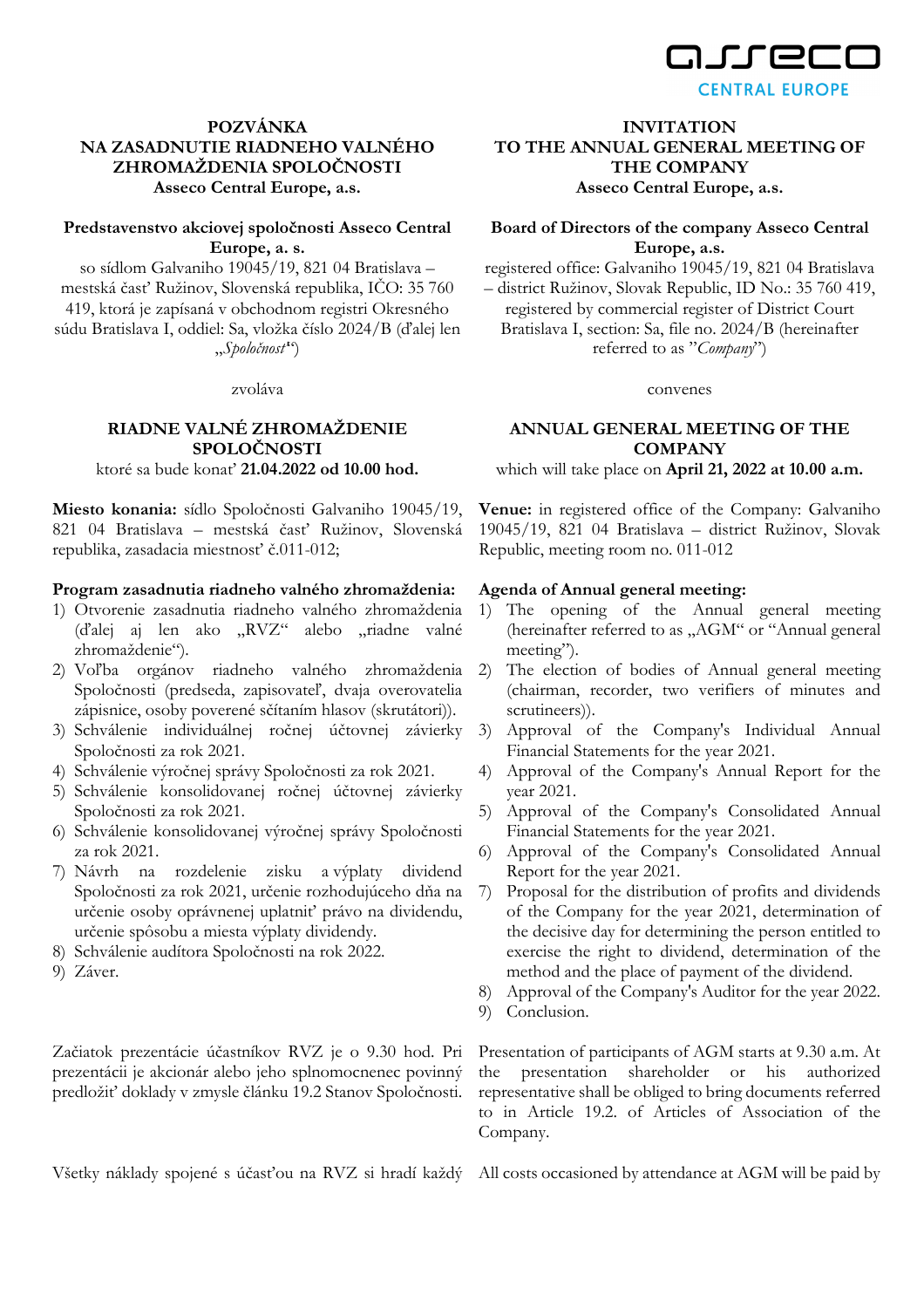**POZVÁNKA NA ZASADNUTIE RIADNEHO VALNÉHO ZHROMAŽDENIA SPOLOČNOSTI Asseco Central Europe, a.s.**

**Predstavenstvo akciovej spoločnosti Asseco Central Europe, a. s.**

so sídlom Galvaniho 19045/19, 821 04 Bratislava – mestská časť Ružinov, Slovenská republika, IČO: 35 760 419, ktorá je zapísaná v obchodnom registri Okresného súdu Bratislava I, oddiel: Sa, vložka číslo 2024/B (ďalej len „*Spoločnosť*")

zvoláva

**RIADNE VALNÉ ZHROMAŽDENIE SPOLOČNOSTI**

ktoré sa bude konať **21.04.2022 od 10.00 hod.**

**Miesto konania:** sídlo Spoločnosti Galvaniho 19045/19, 821 04 Bratislava – mestská časť Ružinov, Slovenská republika, zasadacia miestnosť č.011-012;

**Program zasadnutia riadneho valného zhromaždenia:**

1) Otvorenie zasadnutia riadneho valného zhromaždenia (ďalej aj len ako „RVZ" alebo „riadne valné zhromaždenie").
2) Voľba orgánov riadneho valného zhromaždenia Spoločnosti (predseda, zapisovateľ, dvaja overovatelia zápisnice, osoby poverené sčítaním hlasov (skrutátori)).
3) Schválenie individuálnej ročnej účtovnej závierky Spoločnosti za rok 2021.
4) Schválenie výročnej správy Spoločnosti za rok 2021.
5) Schválenie konsolidovanej ročnej účtovnej závierky Spoločnosti za rok 2021.
6) Schválenie konsolidovanej výročnej správy Spoločnosti za rok 2021.
7) Návrh na rozdelenie zisku a výplaty dividend Spoločnosti za rok 2021, určenie rozhodujúceho dňa na určenie osoby oprávnenej uplatniť právo na dividendu, určenie spôsobu a miesta výplaty dividendy.
8) Schválenie audítora Spoločnosti na rok 2022.
9) Záver.

Začiatok prezentácie účastníkov RVZ je o 9.30 hod. Pri prezentácii je akcionár alebo jeho splnomocnenec povinný predložiť doklady v zmysle článku 19.2 Stanov Spoločnosti.

Všetky náklady spojené s účasťou na RVZ si hradí každý

**INVITATION TO THE ANNUAL GENERAL MEETING OF THE COMPANY Asseco Central Europe, a.s.**

**Board of Directors of the company Asseco Central Europe, a.s.**

registered office: Galvaniho 19045/19, 821 04 Bratislava – district Ružinov, Slovak Republic, ID No.: 35 760 419, registered by commercial register of District Court Bratislava I, section: Sa, file no. 2024/B (hereinafter referred to as "*Company*")

convenes

**ANNUAL GENERAL MEETING OF THE COMPANY**

which will take place on **April 21, 2022 at 10.00 a.m.**

**Venue:** in registered office of the Company: Galvaniho 19045/19, 821 04 Bratislava – district Ružinov, Slovak Republic, meeting room no. 011-012

**Agenda of Annual general meeting:**

1) The opening of the Annual general meeting (hereinafter referred to as „AGM" or "Annual general meeting").
2) The election of bodies of Annual general meeting (chairman, recorder, two verifiers of minutes and scrutineers)).
3) Approval of the Company's Individual Annual Financial Statements for the year 2021.
4) Approval of the Company's Annual Report for the year 2021.
5) Approval of the Company's Consolidated Annual Financial Statements for the year 2021.
6) Approval of the Company's Consolidated Annual Report for the year 2021.
7) Proposal for the distribution of profits and dividends of the Company for the year 2021, determination of the decisive day for determining the person entitled to exercise the right to dividend, determination of the method and the place of payment of the dividend.
8) Approval of the Company's Auditor for the year 2022.
9) Conclusion.

Presentation of participants of AGM starts at 9.30 a.m. At the presentation shareholder or his authorized representative shall be obliged to bring documents referred to in Article 19.2. of Articles of Association of the Company.

All costs occasioned by attendance at AGM will be paid by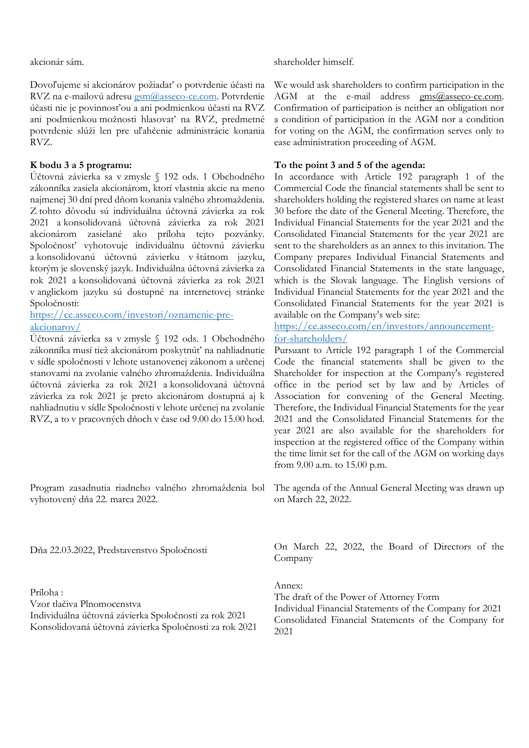akcionár sám.

Dovoľujeme si akcionárov požiadať o potvrdenie účasti na RVZ na e-mailovú adresu gsm@asseco-ce.com. Potvrdenie účasti nie je povinnosťou a ani podmienkou účasti na RVZ ani podmienkou možnosti hlasovať na RVZ, predmetné potvrdenie slúži len pre uľahčenie administrácie konania RVZ.

**K bodu 3 a 5 programu:**
Účtovná závierka sa v zmysle § 192 ods. 1 Obchodného zákonníka zasiela akcionárom, ktorí vlastnia akcie na meno najmenej 30 dní pred dňom konania valného zhromaždenia. Z tohto dôvodu sú individuálna účtovná závierka za rok 2021 a konsolidovaná účtovná závierka za rok 2021 akcionárom zasielané ako príloha tejto pozvánky. Spoločnosť vyhotovuje individuálnu účtovnú závierku a konsolidovanú účtovnú závierku v štátnom jazyku, ktorým je slovenský jazyk. Individuálna účtovná závierka za rok 2021 a konsolidovaná účtovná závierka za rok 2021 v anglickom jazyku sú dostupné na internetovej stránke Spoločnosti:
https://ce.asseco.com/investori/oznamenie-pre-akcionarov/
Účtovná závierka sa v zmysle § 192 ods. 1 Obchodného zákonníka musí tiež akcionárom poskytnúť na nahliadnutie v sídle spoločnosti v lehote ustanovenej zákonom a určenej stanovami na zvolanie valného zhromaždenia. Individuálna účtovná závierka za rok 2021 a konsolidovaná účtovná závierka za rok 2021 je preto akcionárom dostupná aj k nahliadnutiu v sídle Spoločnosti v lehote určenej na zvolanie RVZ, a to v pracovných dňoch v čase od 9.00 do 15.00 hod.

Program zasadnutia riadneho valného zhromaždenia bol vyhotovený dňa 22. marca 2022.

Dňa 22.03.2022, Predstavenstvo Spoločnosti

Príloha :
Vzor tlačiva Plnomocenstva
Individuálna účtovná závierka Spoločnosti za rok 2021
Konsolidovaná účtovná závierka Spoločnosti za rok 2021

shareholder himself.

We would ask shareholders to confirm participation in the AGM at the e-mail address gms@asseco-ce.com. Confirmation of participation is neither an obligation nor a condition of participation in the AGM nor a condition for voting on the AGM, the confirmation serves only to ease administration proceeding of AGM.

**To the point 3 and 5 of the agenda:**
In accordance with Article 192 paragraph 1 of the Commercial Code the financial statements shall be sent to shareholders holding the registered shares on name at least 30 before the date of the General Meeting. Therefore, the Individual Financial Statements for the year 2021 and the Consolidated Financial Statements for the year 2021 are sent to the shareholders as an annex to this invitation. The Company prepares Individual Financial Statements and Consolidated Financial Statements in the state language, which is the Slovak language. The English versions of Individual Financial Statements for the year 2021 and the Consolidated Financial Statements for the year 2021 is available on the Company's web site:
https://ce.asseco.com/en/investors/announcement-for-shareholders/
Pursuant to Article 192 paragraph 1 of the Commercial Code the financial statements shall be given to the Shareholder for inspection at the Company's registered office in the period set by law and by Articles of Association for convening of the General Meeting. Therefore, the Individual Financial Statements for the year 2021 and the Consolidated Financial Statements for the year 2021 are also available for the shareholders for inspection at the registered office of the Company within the time limit set for the call of the AGM on working days from 9.00 a.m. to 15.00 p.m.

The agenda of the Annual General Meeting was drawn up on March 22, 2022.

On March 22, 2022, the Board of Directors of the Company

Annex:
The draft of the Power of Attorney Form
Individual Financial Statements of the Company for 2021
Consolidated Financial Statements of the Company for 2021